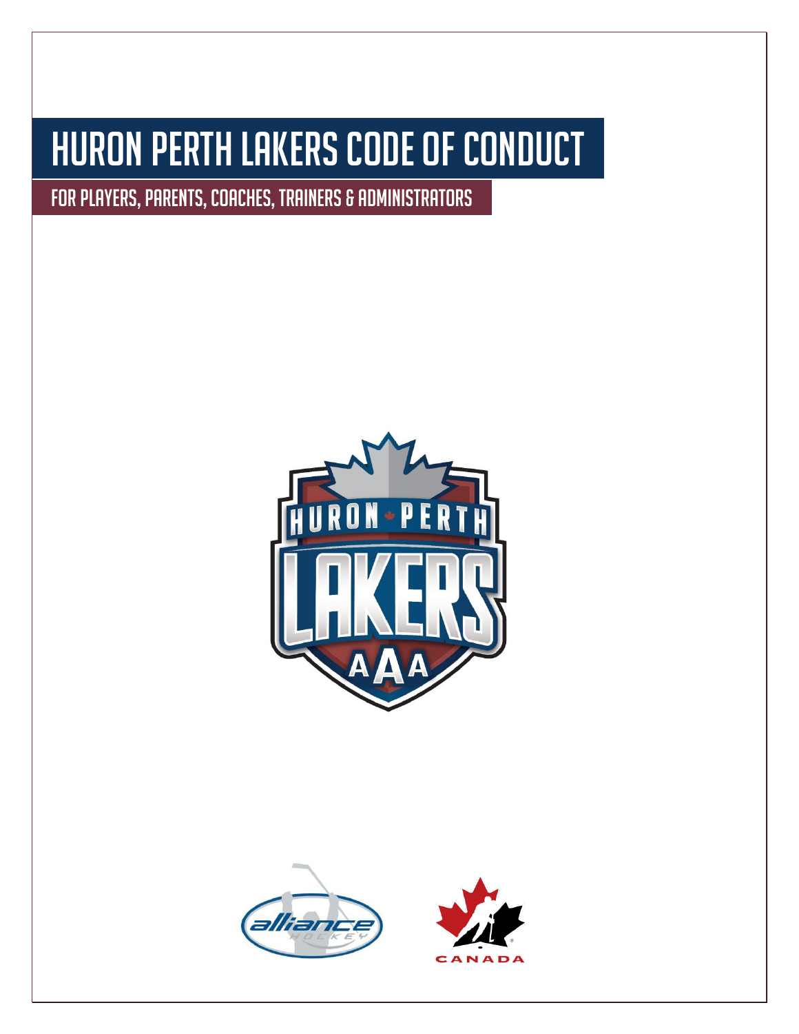# HURON PERTH LAKERS CODE OF CONDUCT

## FOR PLAYERS, PARENTS, COACHES, TRAINERS & ADMINISTRATORS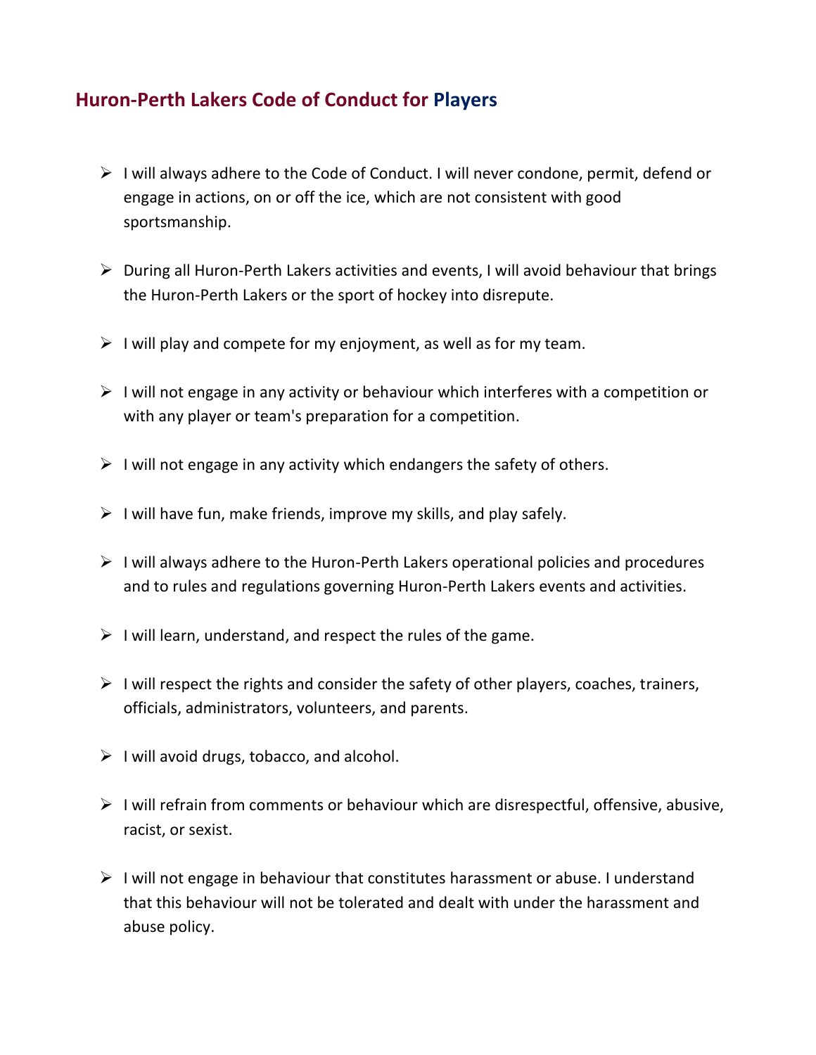## Huron-Perth Lakers Code of Conduct for Players

- I will always adhere to the Code of Conduct. I will never condone, permit, defend or engage in actions, on or off the ice, which are not consistent with good sportsmanship.
- During all Huron-Perth Lakers activities and events, I will avoid behaviour that brings the Huron-Perth Lakers or the sport of hockey into disrepute.
- I will play and compete for my enjoyment, as well as for my team.
- I will not engage in any activity or behaviour which interferes with a competition or with any player or team's preparation for a competition.
- I will not engage in any activity which endangers the safety of others.
- I will have fun, make friends, improve my skills, and play safely.
- I will always adhere to the Huron-Perth Lakers operational policies and procedures and to rules and regulations governing Huron-Perth Lakers events and activities.
- I will learn, understand, and respect the rules of the game.
- I will respect the rights and consider the safety of other players, coaches, trainers, officials, administrators, volunteers, and parents.
- I will avoid drugs, tobacco, and alcohol.
- I will refrain from comments or behaviour which are disrespectful, offensive, abusive, racist, or sexist.
- I will not engage in behaviour that constitutes harassment or abuse. I understand that this behaviour will not be tolerated and dealt with under the harassment and abuse policy.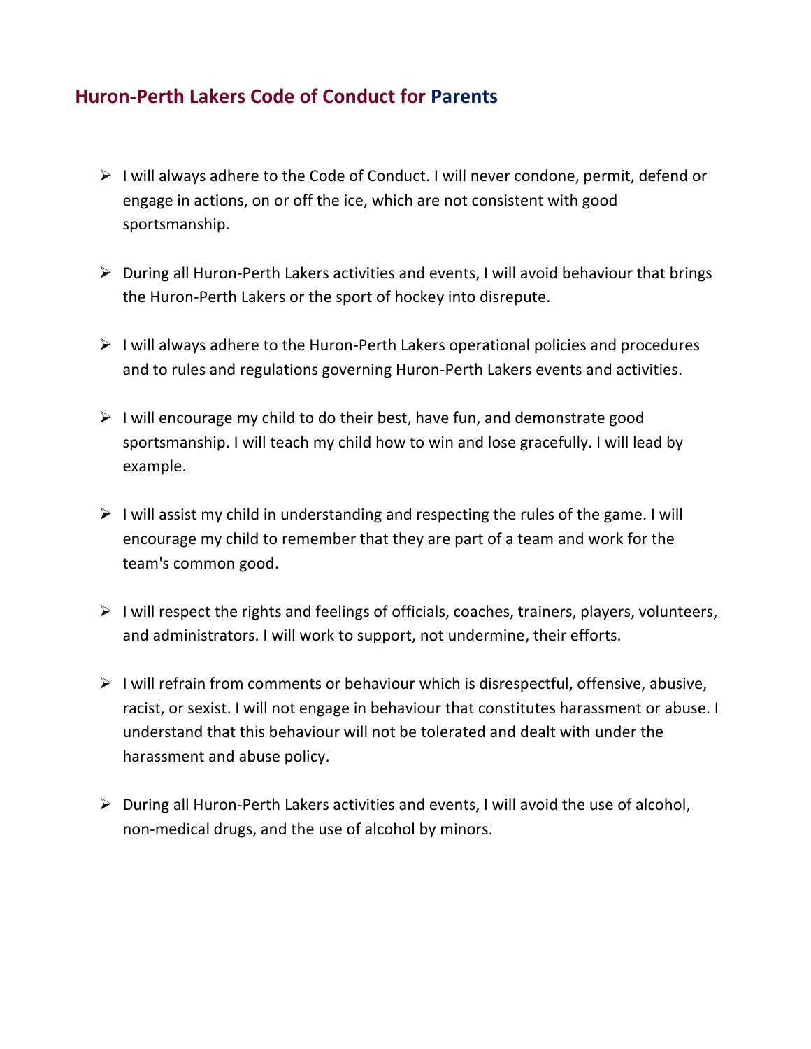## Huron-Perth Lakers Code of Conduct for Parents

- I will always adhere to the Code of Conduct. I will never condone, permit, defend or engage in actions, on or off the ice, which are not consistent with good sportsmanship.

- During all Huron-Perth Lakers activities and events, I will avoid behaviour that brings the Huron-Perth Lakers or the sport of hockey into disrepute.

- I will always adhere to the Huron-Perth Lakers operational policies and procedures and to rules and regulations governing Huron-Perth Lakers events and activities.

- I will encourage my child to do their best, have fun, and demonstrate good sportsmanship. I will teach my child how to win and lose gracefully. I will lead by example.

- I will assist my child in understanding and respecting the rules of the game. I will encourage my child to remember that they are part of a team and work for the team's common good.

- I will respect the rights and feelings of officials, coaches, trainers, players, volunteers, and administrators. I will work to support, not undermine, their efforts.

- I will refrain from comments or behaviour which is disrespectful, offensive, abusive, racist, or sexist. I will not engage in behaviour that constitutes harassment or abuse. I understand that this behaviour will not be tolerated and dealt with under the harassment and abuse policy.

- During all Huron-Perth Lakers activities and events, I will avoid the use of alcohol, non-medical drugs, and the use of alcohol by minors.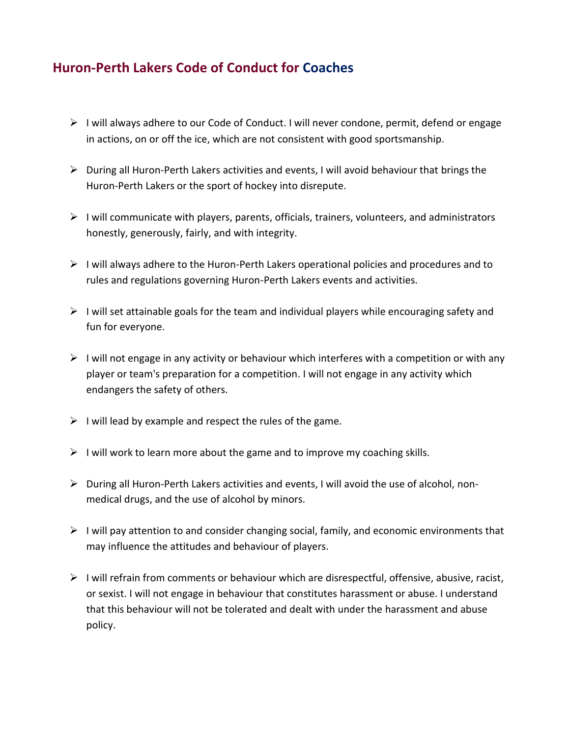## Huron-Perth Lakers Code of Conduct for Coaches

- I will always adhere to our Code of Conduct. I will never condone, permit, defend or engage in actions, on or off the ice, which are not consistent with good sportsmanship.
- During all Huron-Perth Lakers activities and events, I will avoid behaviour that brings the Huron-Perth Lakers or the sport of hockey into disrepute.
- I will communicate with players, parents, officials, trainers, volunteers, and administrators honestly, generously, fairly, and with integrity.
- I will always adhere to the Huron-Perth Lakers operational policies and procedures and to rules and regulations governing Huron-Perth Lakers events and activities.
- I will set attainable goals for the team and individual players while encouraging safety and fun for everyone.
- I will not engage in any activity or behaviour which interferes with a competition or with any player or team's preparation for a competition. I will not engage in any activity which endangers the safety of others.
- I will lead by example and respect the rules of the game.
- I will work to learn more about the game and to improve my coaching skills.
- During all Huron-Perth Lakers activities and events, I will avoid the use of alcohol, non-medical drugs, and the use of alcohol by minors.
- I will pay attention to and consider changing social, family, and economic environments that may influence the attitudes and behaviour of players.
- I will refrain from comments or behaviour which are disrespectful, offensive, abusive, racist, or sexist. I will not engage in behaviour that constitutes harassment or abuse. I understand that this behaviour will not be tolerated and dealt with under the harassment and abuse policy.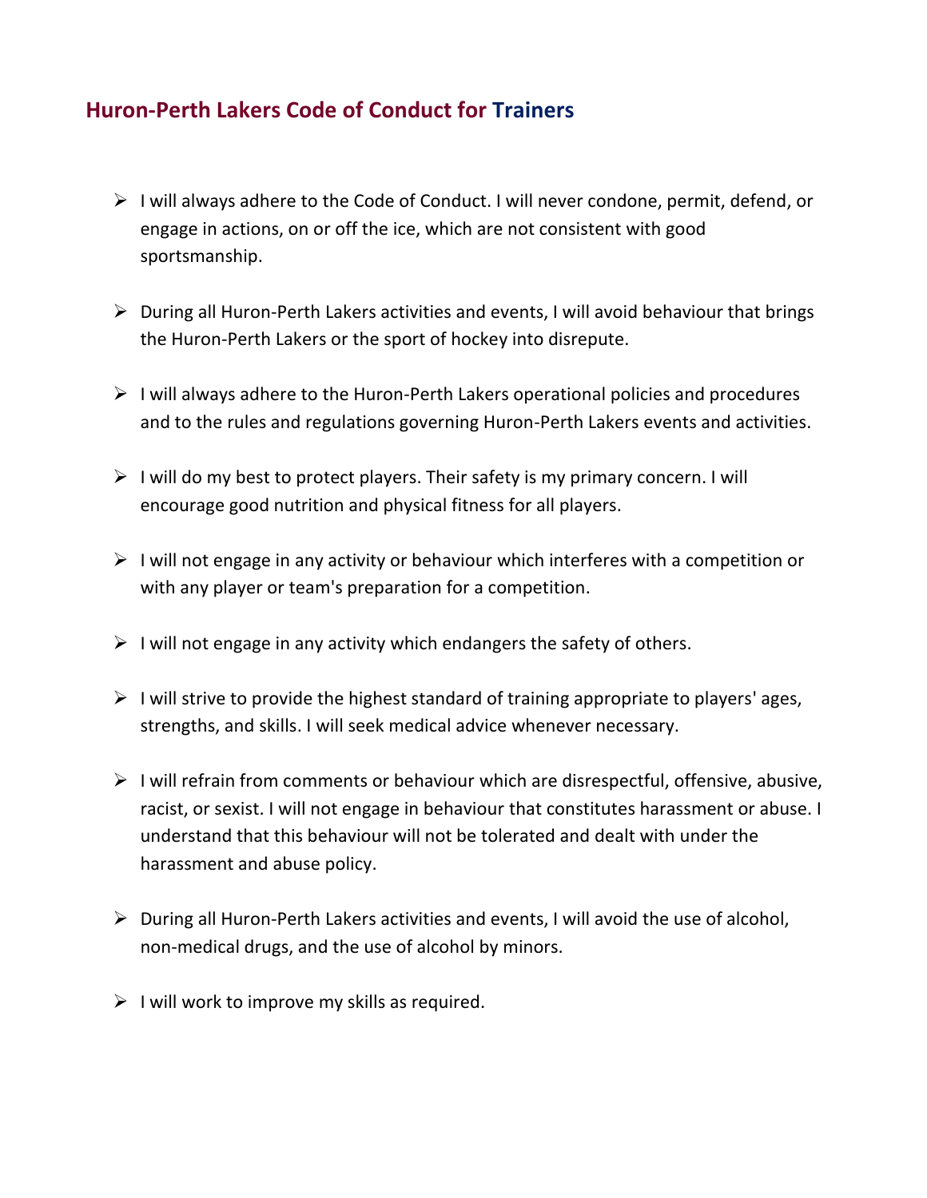## Huron-Perth Lakers Code of Conduct for Trainers

- I will always adhere to the Code of Conduct. I will never condone, permit, defend, or engage in actions, on or off the ice, which are not consistent with good sportsmanship.
- During all Huron-Perth Lakers activities and events, I will avoid behaviour that brings the Huron-Perth Lakers or the sport of hockey into disrepute.
- I will always adhere to the Huron-Perth Lakers operational policies and procedures and to the rules and regulations governing Huron-Perth Lakers events and activities.
- I will do my best to protect players. Their safety is my primary concern. I will encourage good nutrition and physical fitness for all players.
- I will not engage in any activity or behaviour which interferes with a competition or with any player or team's preparation for a competition.
- I will not engage in any activity which endangers the safety of others.
- I will strive to provide the highest standard of training appropriate to players' ages, strengths, and skills. I will seek medical advice whenever necessary.
- I will refrain from comments or behaviour which are disrespectful, offensive, abusive, racist, or sexist. I will not engage in behaviour that constitutes harassment or abuse. I understand that this behaviour will not be tolerated and dealt with under the harassment and abuse policy.
- During all Huron-Perth Lakers activities and events, I will avoid the use of alcohol, non-medical drugs, and the use of alcohol by minors.
- I will work to improve my skills as required.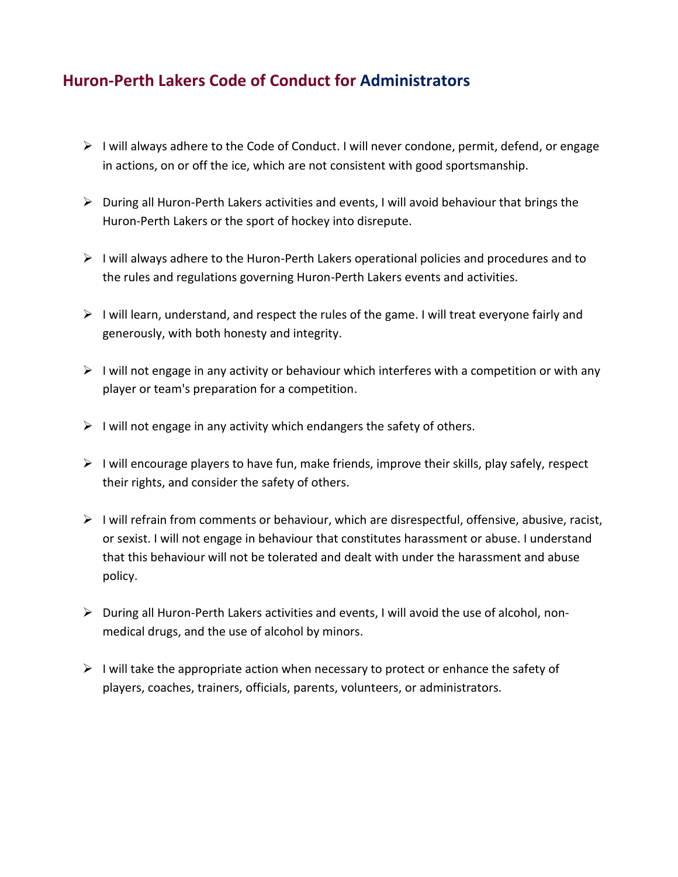## Huron-Perth Lakers Code of Conduct for Administrators

- I will always adhere to the Code of Conduct. I will never condone, permit, defend, or engage in actions, on or off the ice, which are not consistent with good sportsmanship.
- During all Huron-Perth Lakers activities and events, I will avoid behaviour that brings the Huron-Perth Lakers or the sport of hockey into disrepute.
- I will always adhere to the Huron-Perth Lakers operational policies and procedures and to the rules and regulations governing Huron-Perth Lakers events and activities.
- I will learn, understand, and respect the rules of the game. I will treat everyone fairly and generously, with both honesty and integrity.
- I will not engage in any activity or behaviour which interferes with a competition or with any player or team's preparation for a competition.
- I will not engage in any activity which endangers the safety of others.
- I will encourage players to have fun, make friends, improve their skills, play safely, respect their rights, and consider the safety of others.
- I will refrain from comments or behaviour, which are disrespectful, offensive, abusive, racist, or sexist. I will not engage in behaviour that constitutes harassment or abuse. I understand that this behaviour will not be tolerated and dealt with under the harassment and abuse policy.
- During all Huron-Perth Lakers activities and events, I will avoid the use of alcohol, non-medical drugs, and the use of alcohol by minors.
- I will take the appropriate action when necessary to protect or enhance the safety of players, coaches, trainers, officials, parents, volunteers, or administrators.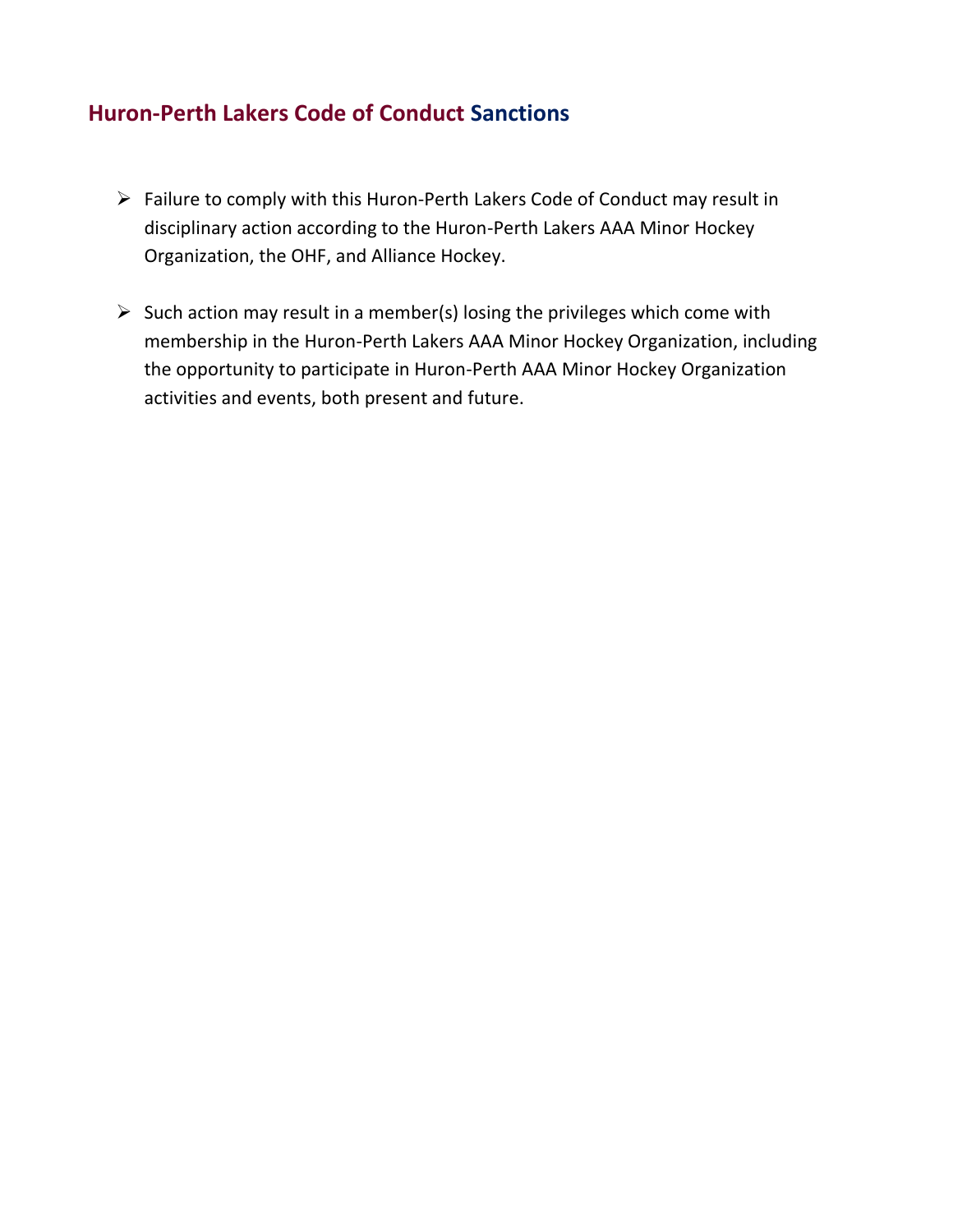## Huron-Perth Lakers Code of Conduct Sanctions

- Failure to comply with this Huron-Perth Lakers Code of Conduct may result in disciplinary action according to the Huron-Perth Lakers AAA Minor Hockey Organization, the OHF, and Alliance Hockey.

- Such action may result in a member(s) losing the privileges which come with membership in the Huron-Perth Lakers AAA Minor Hockey Organization, including the opportunity to participate in Huron-Perth AAA Minor Hockey Organization activities and events, both present and future.